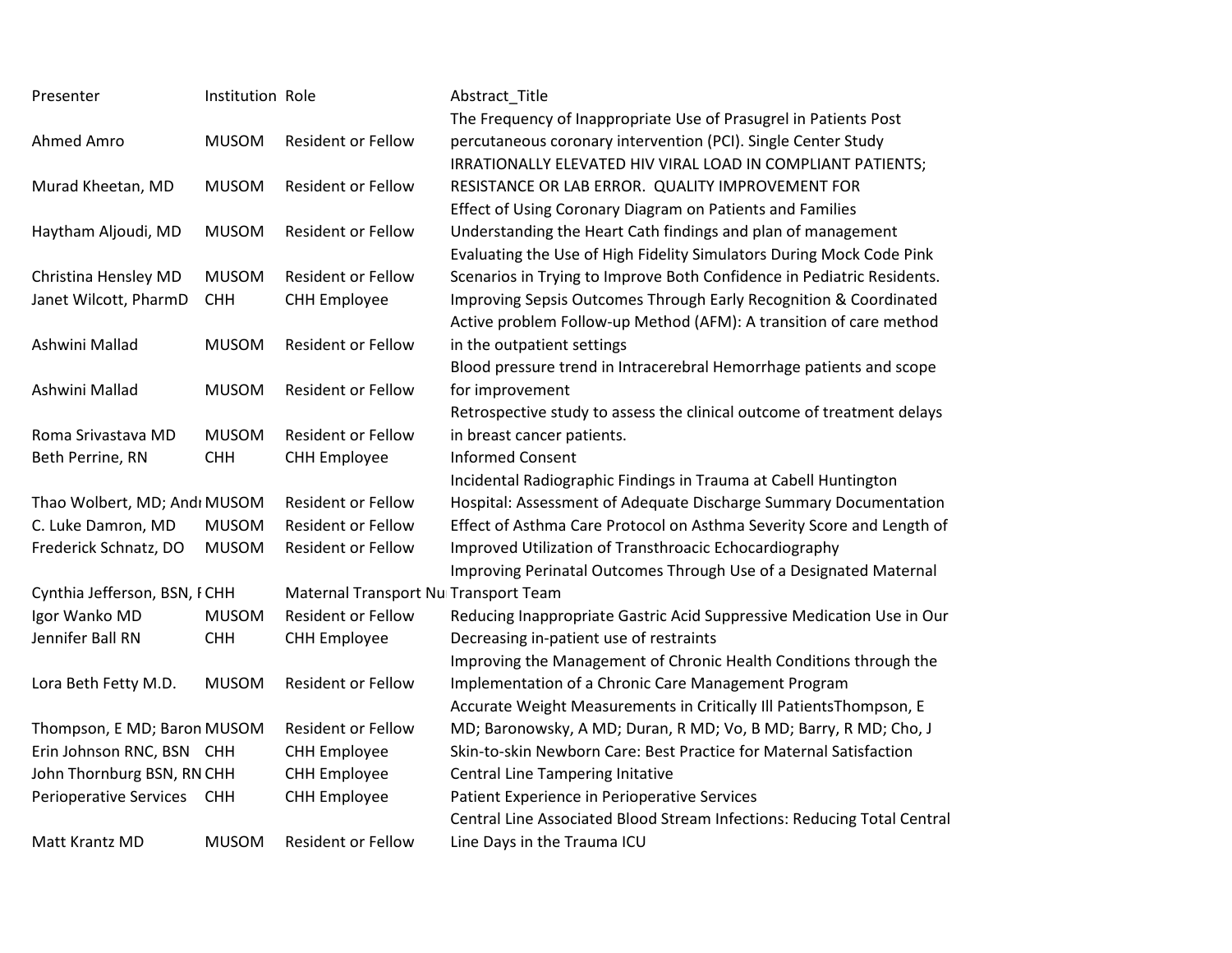| Presenter | Institution | Role | Abstract_Title |
|---|---|---|---|
| Ahmed Amro | MUSOM | Resident or Fellow | The Frequency of Inappropriate Use of Prasugrel in Patients Post percutaneous coronary intervention (PCI). Single Center Study |
| Murad Kheetan, MD | MUSOM | Resident or Fellow | IRRATIONALLY ELEVATED HIV VIRAL LOAD IN COMPLIANT PATIENTS; RESISTANCE OR LAB ERROR. QUALITY IMPROVEMENT FOR |
| Haytham Aljoudi, MD | MUSOM | Resident or Fellow | Effect of Using Coronary Diagram on Patients and Families Understanding the Heart Cath findings and plan of management |
| Christina Hensley MD | MUSOM | Resident or Fellow | Evaluating the Use of High Fidelity Simulators During Mock Code Pink Scenarios in Trying to Improve Both Confidence in Pediatric Residents. |
| Janet Wilcott, PharmD | CHH | CHH Employee | Improving Sepsis Outcomes Through Early Recognition & Coordinated |
| Ashwini Mallad | MUSOM | Resident or Fellow | Active problem Follow-up Method (AFM): A transition of care method in the outpatient settings |
| Ashwini Mallad | MUSOM | Resident or Fellow | Blood pressure trend in Intracerebral Hemorrhage patients and scope for improvement |
| Roma Srivastava MD | MUSOM | Resident or Fellow | Retrospective study to assess the clinical outcome of treatment delays in breast cancer patients. |
| Beth Perrine, RN | CHH | CHH Employee | Informed Consent |
| Thao Wolbert, MD; Andı | MUSOM | Resident or Fellow | Incidental Radiographic Findings in Trauma at Cabell Huntington Hospital: Assessment of Adequate Discharge Summary Documentation |
| C. Luke Damron, MD | MUSOM | Resident or Fellow | Effect of Asthma Care Protocol on Asthma Severity Score and Length of |
| Frederick Schnatz, DO | MUSOM | Resident or Fellow | Improved Utilization of Transthroacic Echocardiography |
| Cynthia Jefferson, BSN, I | CHH | Maternal Transport Nu | Improving Perinatal Outcomes Through Use of a Designated Maternal Transport Team |
| Igor Wanko MD | MUSOM | Resident or Fellow | Reducing Inappropriate Gastric Acid Suppressive Medication Use in Our |
| Jennifer Ball RN | CHH | CHH Employee | Decreasing in-patient use of restraints |
| Lora Beth Fetty M.D. | MUSOM | Resident or Fellow | Improving the Management of Chronic Health Conditions through the Implementation of a Chronic Care Management Program |
| Thompson, E MD; Baron | MUSOM | Resident or Fellow | Accurate Weight Measurements in Critically Ill PatientsThompson, E MD; Baronowsky, A MD; Duran, R MD; Vo, B MD; Barry, R MD; Cho, J |
| Erin Johnson RNC, BSN | CHH | CHH Employee | Skin-to-skin Newborn Care: Best Practice for Maternal Satisfaction |
| John Thornburg BSN, RN | CHH | CHH Employee | Central Line Tampering Initative |
| Perioperative Services | CHH | CHH Employee | Patient Experience in Perioperative Services |
| Matt Krantz MD | MUSOM | Resident or Fellow | Central Line Associated Blood Stream Infections: Reducing Total Central Line Days in the Trauma ICU |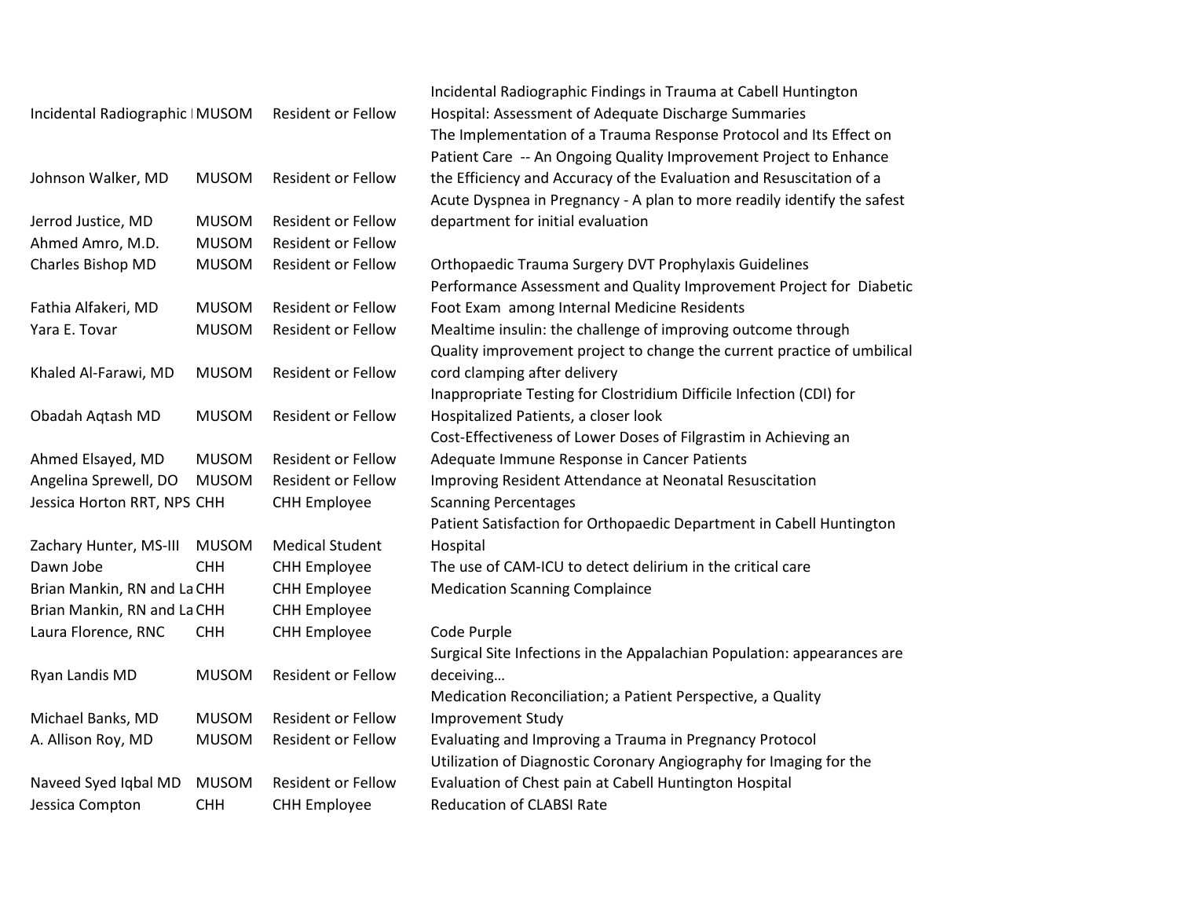| | | | |
|---|---|---|---|
| Incidental Radiographic I | MUSOM | Resident or Fellow | Incidental Radiographic Findings in Trauma at Cabell Huntington Hospital: Assessment of Adequate Discharge Summaries |
| Johnson Walker, MD | MUSOM | Resident or Fellow | The Implementation of a Trauma Response Protocol and Its Effect on Patient Care -- An Ongoing Quality Improvement Project to Enhance the Efficiency and Accuracy of the Evaluation and Resuscitation of a |
| Jerrod Justice, MD | MUSOM | Resident or Fellow | Acute Dyspnea in Pregnancy - A plan to more readily identify the safest department for initial evaluation |
| Ahmed Amro, M.D. | MUSOM | Resident or Fellow | |
| Charles Bishop MD | MUSOM | Resident or Fellow | Orthopaedic Trauma Surgery DVT Prophylaxis Guidelines |
| Fathia Alfakeri, MD | MUSOM | Resident or Fellow | Performance Assessment and Quality Improvement Project for Diabetic Foot Exam among Internal Medicine Residents |
| Yara E. Tovar | MUSOM | Resident or Fellow | Mealtime insulin: the challenge of improving outcome through |
| Khaled Al-Farawi, MD | MUSOM | Resident or Fellow | Quality improvement project to change the current practice of umbilical cord clamping after delivery |
| Obadah Aqtash MD | MUSOM | Resident or Fellow | Inappropriate Testing for Clostridium Difficile Infection (CDI) for Hospitalized Patients, a closer look |
| Ahmed Elsayed, MD | MUSOM | Resident or Fellow | Cost-Effectiveness of Lower Doses of Filgrastim in Achieving an Adequate Immune Response in Cancer Patients |
| Angelina Sprewell, DO | MUSOM | Resident or Fellow | Improving Resident Attendance at Neonatal Resuscitation |
| Jessica Horton RRT, NPS | CHH | CHH Employee | Scanning Percentages |
| Zachary Hunter, MS-III | MUSOM | Medical Student | Patient Satisfaction for Orthopaedic Department in Cabell Huntington Hospital |
| Dawn Jobe | CHH | CHH Employee | The use of CAM-ICU to detect delirium in the critical care |
| Brian Mankin, RN and La | CHH | CHH Employee | Medication Scanning Complaince |
| Brian Mankin, RN and La | CHH | CHH Employee | |
| Laura Florence, RNC | CHH | CHH Employee | Code Purple |
| Ryan Landis MD | MUSOM | Resident or Fellow | Surgical Site Infections in the Appalachian Population: appearances are deceiving… |
| Michael Banks, MD | MUSOM | Resident or Fellow | Medication Reconciliation; a Patient Perspective, a Quality Improvement Study |
| A. Allison Roy, MD | MUSOM | Resident or Fellow | Evaluating and Improving a Trauma in Pregnancy Protocol |
| Naveed Syed Iqbal MD | MUSOM | Resident or Fellow | Utilization of Diagnostic Coronary Angiography for Imaging for the Evaluation of Chest pain at Cabell Huntington Hospital |
| Jessica Compton | CHH | CHH Employee | Reducation of CLABSI Rate |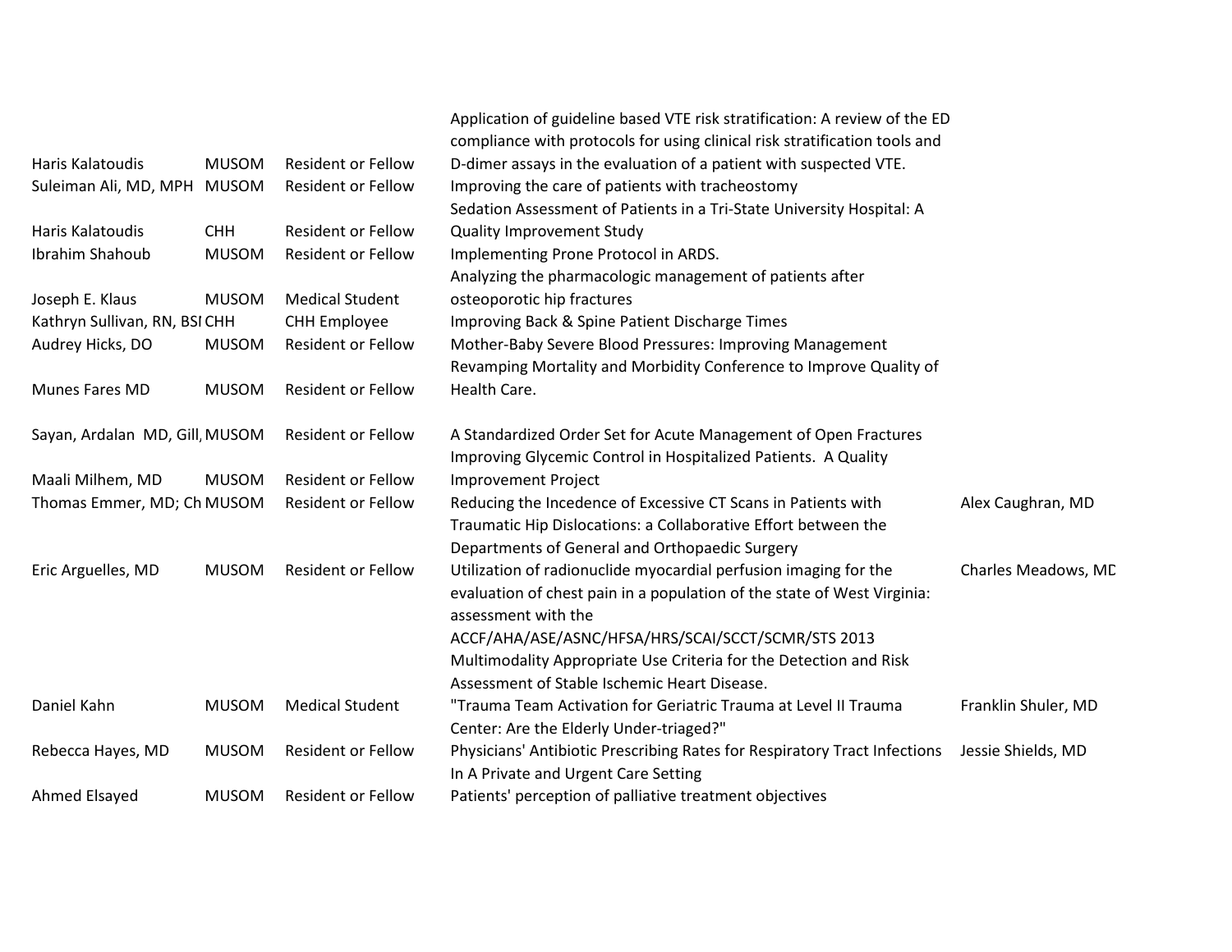| | | | | |
|---|---|---|---|---|
| Haris Kalatoudis | MUSOM | Resident or Fellow | Application of guideline based VTE risk stratification: A review of the ED compliance with protocols for using clinical risk stratification tools and D-dimer assays in the evaluation of a patient with suspected VTE. | |
| Suleiman Ali, MD, MPH | MUSOM | Resident or Fellow | Improving the care of patients with tracheostomy | |
| Haris Kalatoudis | CHH | Resident or Fellow | Sedation Assessment of Patients in a Tri-State University Hospital: A Quality Improvement Study | |
| Ibrahim Shahoub | MUSOM | Resident or Fellow | Implementing Prone Protocol in ARDS. | |
| Joseph E. Klaus | MUSOM | Medical Student | Analyzing the pharmacologic management of patients after osteoporotic hip fractures | |
| Kathryn Sullivan, RN, BSI | CHH | CHH Employee | Improving Back & Spine Patient Discharge Times | |
| Audrey Hicks, DO | MUSOM | Resident or Fellow | Mother-Baby Severe Blood Pressures: Improving Management | |
| Munes Fares MD | MUSOM | Resident or Fellow | Revamping Mortality and Morbidity Conference to Improve Quality of Health Care. | |
| Sayan, Ardalan MD, Gill, | MUSOM | Resident or Fellow | A Standardized Order Set for Acute Management of Open Fractures | |
| Maali Milhem, MD | MUSOM | Resident or Fellow | Improving Glycemic Control in Hospitalized Patients. A Quality Improvement Project | |
| Thomas Emmer, MD; Ch | MUSOM | Resident or Fellow | Reducing the Incedence of Excessive CT Scans in Patients with Traumatic Hip Dislocations: a Collaborative Effort between the Departments of General and Orthopaedic Surgery | Alex Caughran, MD |
| Eric Arguelles, MD | MUSOM | Resident or Fellow | Utilization of radionuclide myocardial perfusion imaging for the evaluation of chest pain in a population of the state of West Virginia: assessment with the ACCF/AHA/ASE/ASNC/HFSA/HRS/SCAI/SCCT/SCMR/STS 2013 Multimodality Appropriate Use Criteria for the Detection and Risk Assessment of Stable Ischemic Heart Disease. | Charles Meadows, MD |
| Daniel Kahn | MUSOM | Medical Student | "Trauma Team Activation for Geriatric Trauma at Level II Trauma Center: Are the Elderly Under-triaged?" | Franklin Shuler, MD |
| Rebecca Hayes, MD | MUSOM | Resident or Fellow | Physicians' Antibiotic Prescribing Rates for Respiratory Tract Infections In A Private and Urgent Care Setting | Jessie Shields, MD |
| Ahmed Elsayed | MUSOM | Resident or Fellow | Patients' perception of palliative treatment objectives | |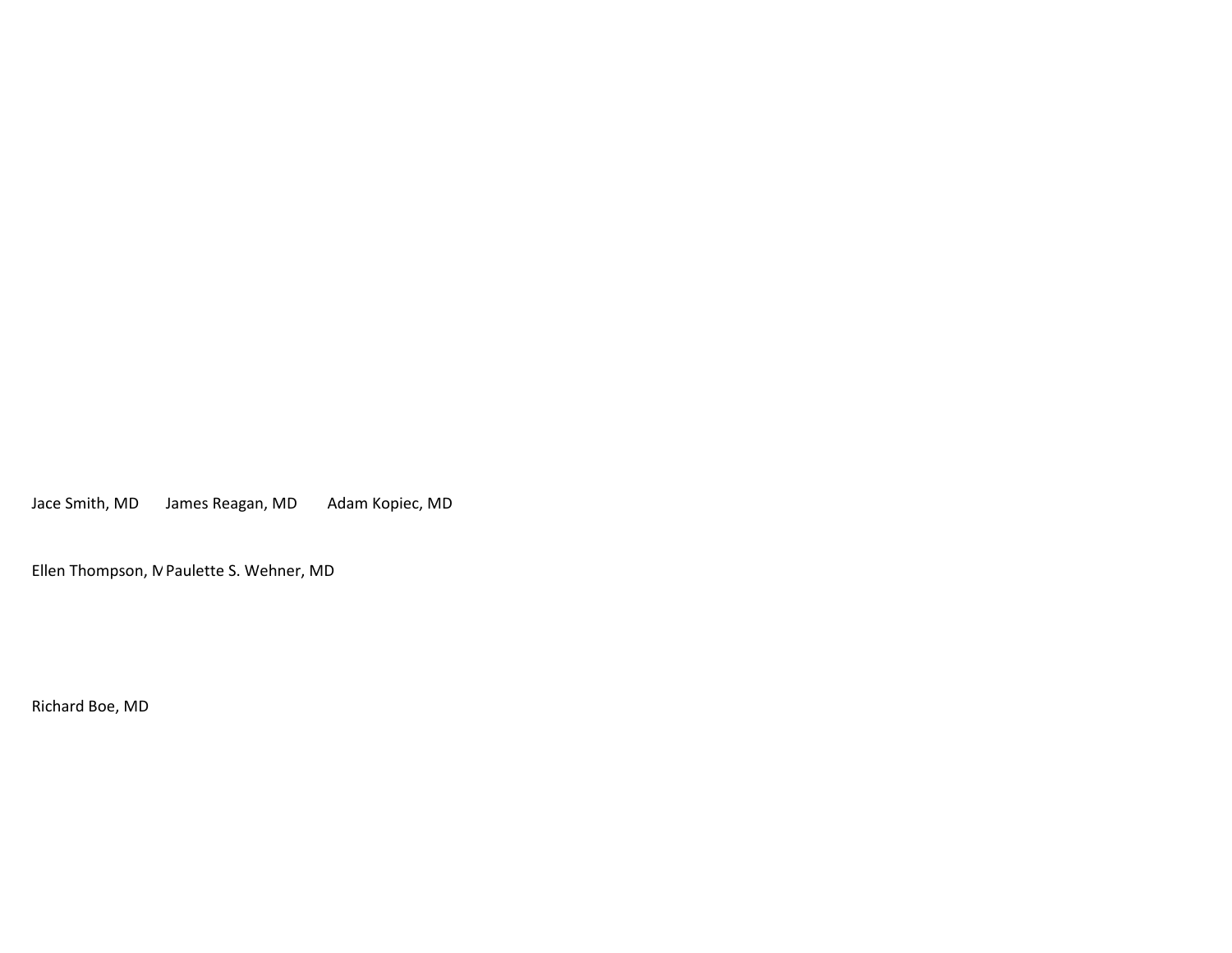Jace Smith, MD James Reagan, MD Adam Kopiec, MD

Ellen Thompson, N Paulette S. Wehner, MD

Richard Boe, MD